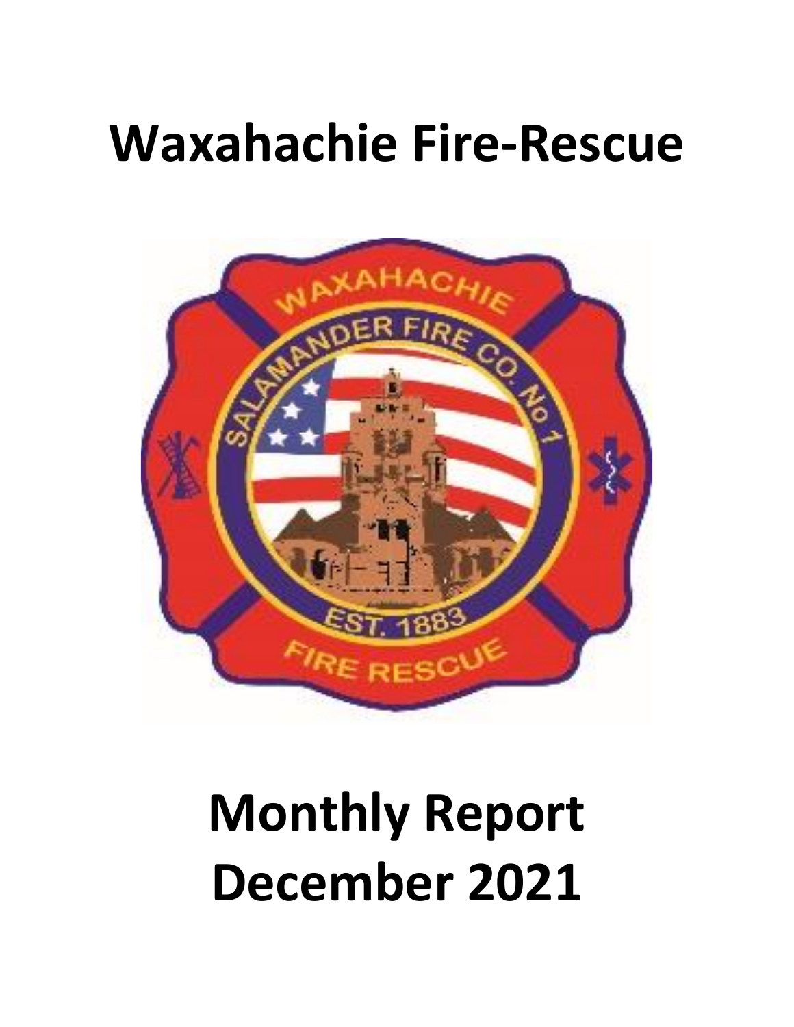# Waxahachie Fire-Rescue

# Monthly Report December 2021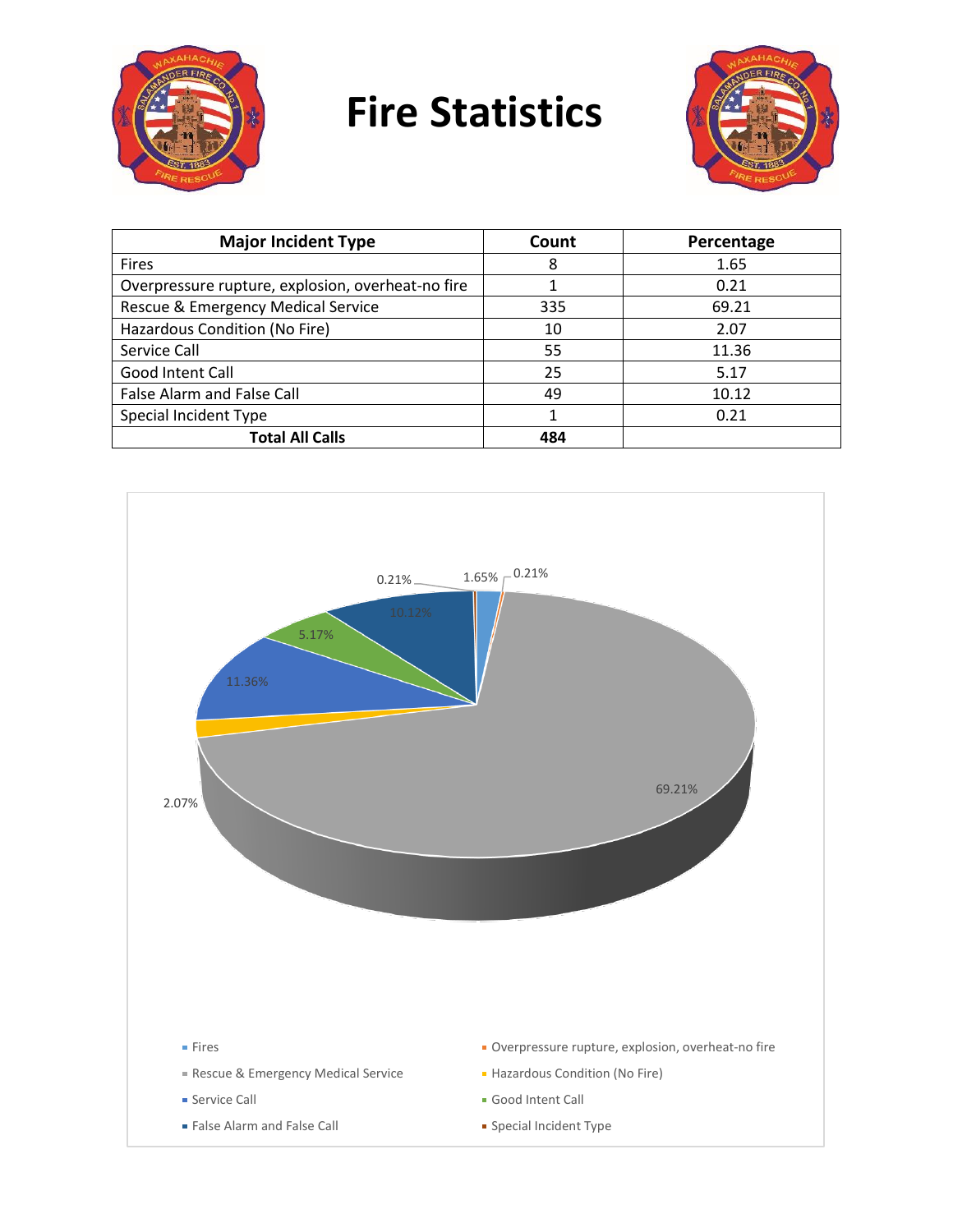# Fire Statistics

| Major Incident Type | Count | Percentage |
| --- | --- | --- |
| Fires | 8 | 1.65 |
| Overpressure rupture, explosion, overheat-no fire | 1 | 0.21 |
| Rescue & Emergency Medical Service | 335 | 69.21 |
| Hazardous Condition (No Fire) | 10 | 2.07 |
| Service Call | 55 | 11.36 |
| Good Intent Call | 25 | 5.17 |
| False Alarm and False Call | 49 | 10.12 |
| Special Incident Type | 1 | 0.21 |
| **Total All Calls** | **484** | |

- Fires: 1.65%
- Overpressure rupture, explosion, overheat-no fire: 0.21%
- Rescue & Emergency Medical Service: 69.21%
- Hazardous Condition (No Fire): 2.07%
- Service Call: 11.36%
- Good Intent Call: 5.17%
- False Alarm and False Call: 10.12%
- Special Incident Type: 0.21%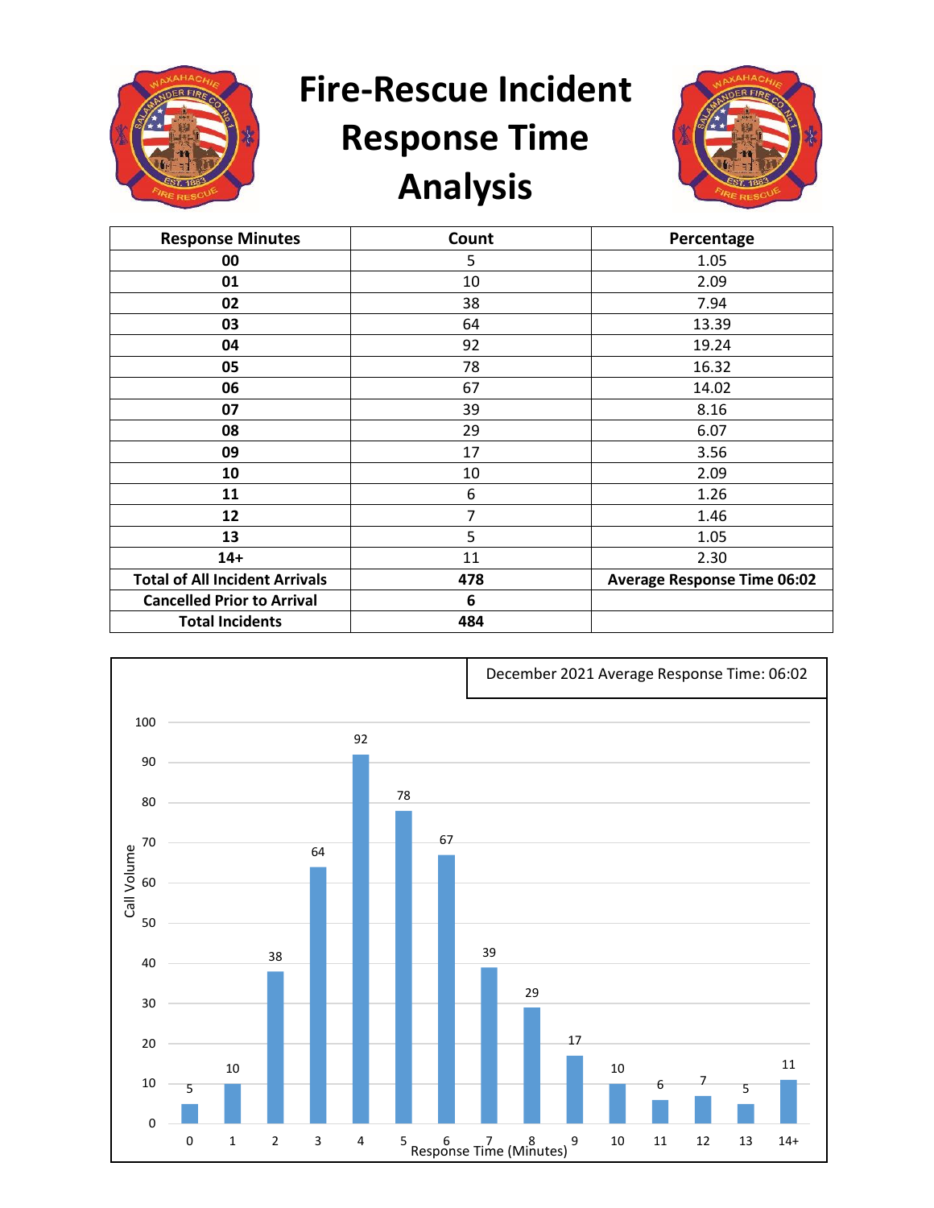# Fire-Rescue Incident Response Time Analysis

| Response Minutes | Count | Percentage |
| --- | --- | --- |
| **00** | 5 | 1.05 |
| **01** | 10 | 2.09 |
| **02** | 38 | 7.94 |
| **03** | 64 | 13.39 |
| **04** | 92 | 19.24 |
| **05** | 78 | 16.32 |
| **06** | 67 | 14.02 |
| **07** | 39 | 8.16 |
| **08** | 29 | 6.07 |
| **09** | 17 | 3.56 |
| **10** | 10 | 2.09 |
| **11** | 6 | 1.26 |
| **12** | 7 | 1.46 |
| **13** | 5 | 1.05 |
| **14+** | 11 | 2.30 |
| **Total of All Incident Arrivals** | **478** | **Average Response Time 06:02** |
| **Cancelled Prior to Arrival** | **6** | |
| **Total Incidents** | **484** | |

December 2021 Average Response Time: 06:02

| Response Time (Minutes) | Call Volume |
| --- | --- |
| 0 | 5 |
| 1 | 10 |
| 2 | 38 |
| 3 | 64 |
| 4 | 92 |
| 5 | 78 |
| 6 | 67 |
| 7 | 39 |
| 8 | 29 |
| 9 | 17 |
| 10 | 10 |
| 11 | 6 |
| 12 | 7 |
| 13 | 5 |
| 14+ | 11 |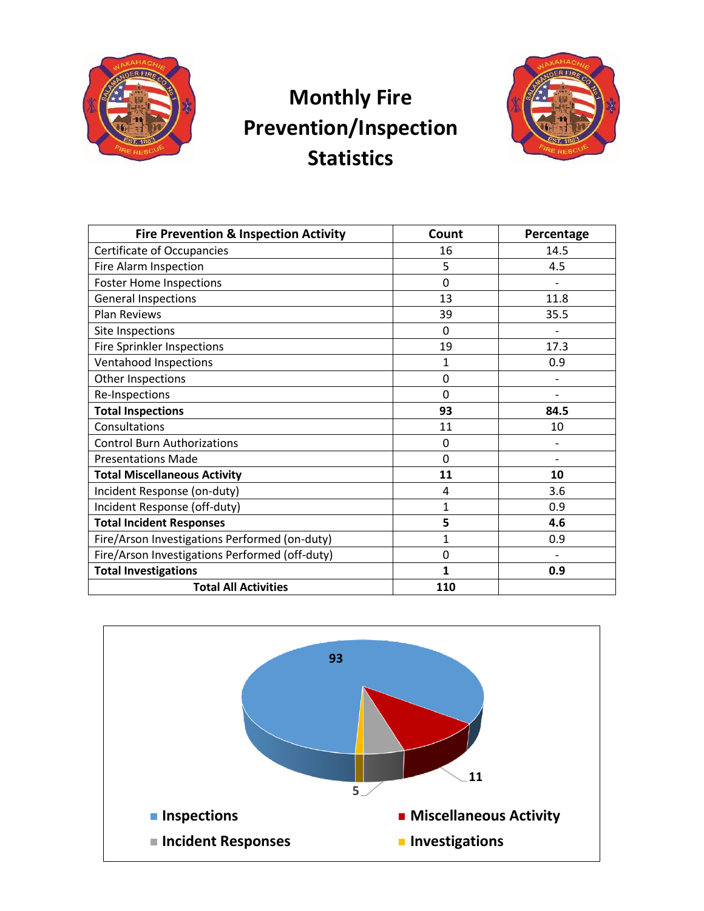# Monthly Fire Prevention/Inspection Statistics

| Fire Prevention & Inspection Activity | Count | Percentage |
|---|---|---|
| Certificate of Occupancies | 16 | 14.5 |
| Fire Alarm Inspection | 5 | 4.5 |
| Foster Home Inspections | 0 | - |
| General Inspections | 13 | 11.8 |
| Plan Reviews | 39 | 35.5 |
| Site Inspections | 0 | - |
| Fire Sprinkler Inspections | 19 | 17.3 |
| Ventahood Inspections | 1 | 0.9 |
| Other Inspections | 0 | - |
| Re-Inspections | 0 | - |
| **Total Inspections** | **93** | **84.5** |
| Consultations | 11 | 10 |
| Control Burn Authorizations | 0 | - |
| Presentations Made | 0 | - |
| **Total Miscellaneous Activity** | **11** | **10** |
| Incident Response (on-duty) | 4 | 3.6 |
| Incident Response (off-duty) | 1 | 0.9 |
| **Total Incident Responses** | **5** | **4.6** |
| Fire/Arson Investigations Performed (on-duty) | 1 | 0.9 |
| Fire/Arson Investigations Performed (off-duty) | 0 | - |
| **Total Investigations** | **1** | **0.9** |
| **Total All Activities** | **110** | |

93

11

5

Inspections | Miscellaneous Activity | Incident Responses | Investigations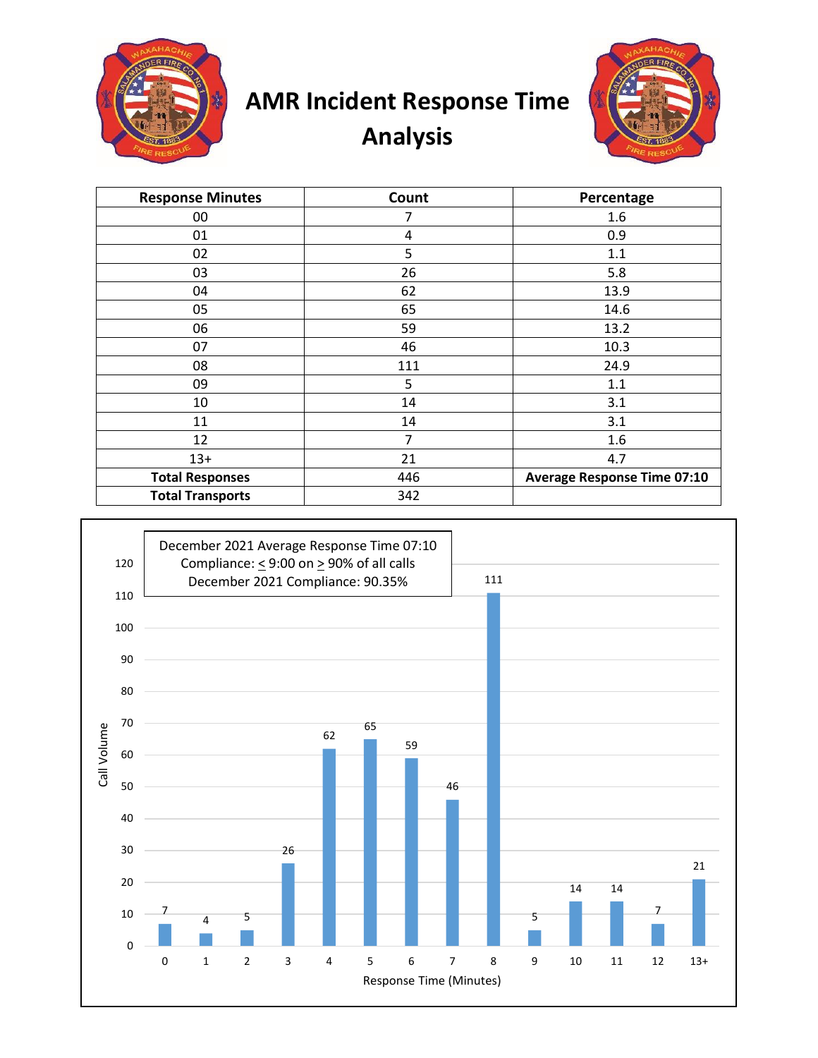# AMR Incident Response Time Analysis

| Response Minutes | Count | Percentage |
|---|---|---|
| 00 | 7 | 1.6 |
| 01 | 4 | 0.9 |
| 02 | 5 | 1.1 |
| 03 | 26 | 5.8 |
| 04 | 62 | 13.9 |
| 05 | 65 | 14.6 |
| 06 | 59 | 13.2 |
| 07 | 46 | 10.3 |
| 08 | 111 | 24.9 |
| 09 | 5 | 1.1 |
| 10 | 14 | 3.1 |
| 11 | 14 | 3.1 |
| 12 | 7 | 1.6 |
| 13+ | 21 | 4.7 |
| **Total Responses** | 446 | **Average Response Time 07:10** |
| **Total Transports** | 342 | |

December 2021 Average Response Time 07:10
Compliance: ≤ 9:00 on ≥ 90% of all calls
December 2021 Compliance: 90.35%

Call Volume

0
10
20
30
40
50
60
70
80
90
100
110
120

7
4
5
26
62
65
59
46
111
5
14
14
7
21

0
1
2
3
4
5
6
7
8
9
10
11
12
13+

Response Time (Minutes)